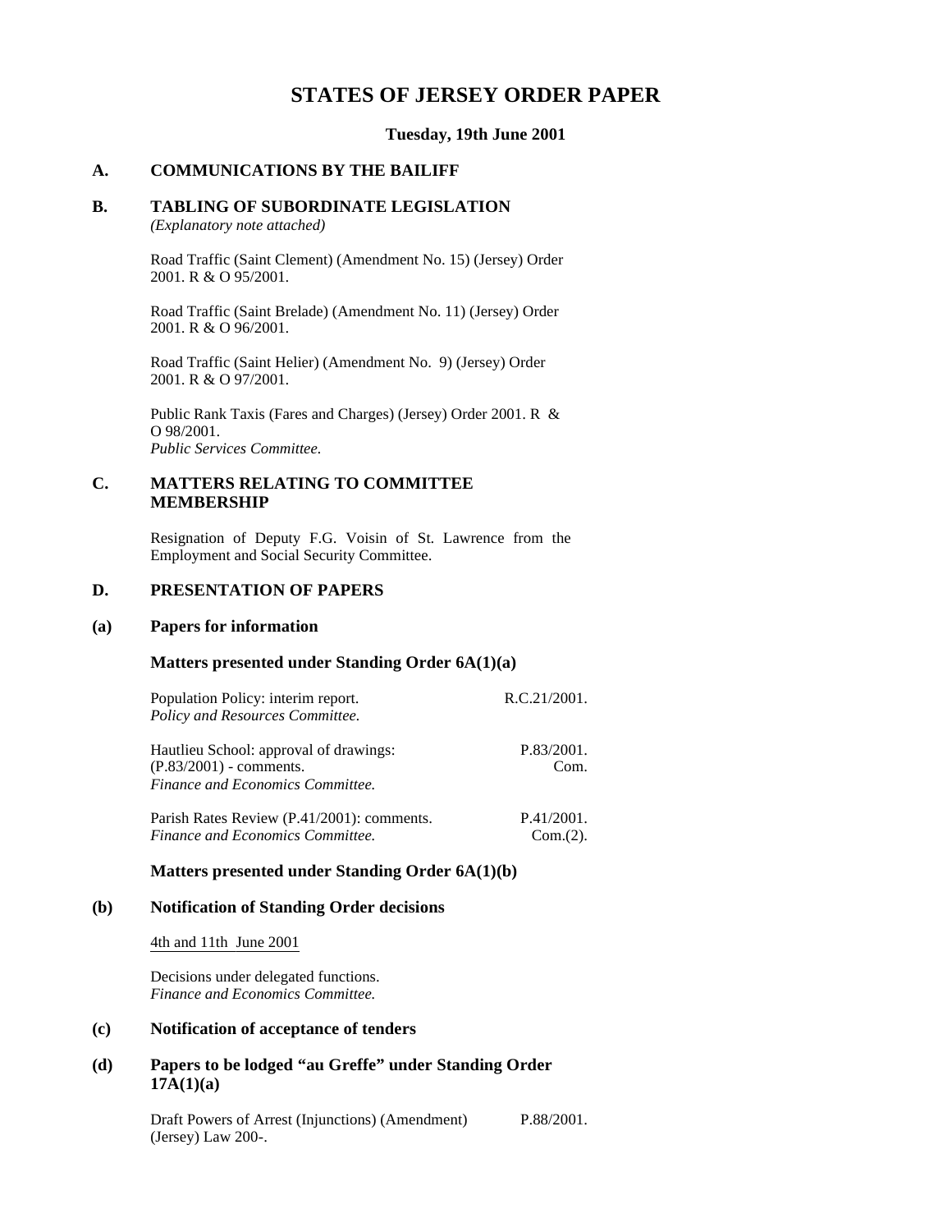# STATES OF JERSEY ORDER PAPER

**Tuesday, 19th June 2001**

## A. COMMUNICATIONS BY THE BAILIFF

## B. TABLING OF SUBORDINATE LEGISLATION

*(Explanatory note attached)*

Road Traffic (Saint Clement) (Amendment No. 15) (Jersey) Order 2001. R & O 95/2001.

Road Traffic (Saint Brelade) (Amendment No. 11) (Jersey) Order 2001. R & O 96/2001.

Road Traffic (Saint Helier) (Amendment No. 9) (Jersey) Order 2001. R & O 97/2001.

Public Rank Taxis (Fares and Charges) (Jersey) Order 2001. R & O 98/2001.
*Public Services Committee.*

## C. MATTERS RELATING TO COMMITTEE MEMBERSHIP

Resignation of Deputy F.G. Voisin of St. Lawrence from the Employment and Social Security Committee.

## D. PRESENTATION OF PAPERS

### (a) Papers for information

#### Matters presented under Standing Order 6A(1)(a)

Population Policy: interim report. — R.C.21/2001.
*Policy and Resources Committee.*

Hautlieu School: approval of drawings: (P.83/2001) - comments. — P.83/2001. Com.
*Finance and Economics Committee.*

Parish Rates Review (P.41/2001): comments. — P.41/2001. Com.(2).
*Finance and Economics Committee.*

#### Matters presented under Standing Order 6A(1)(b)

### (b) Notification of Standing Order decisions

4th and 11th June 2001

Decisions under delegated functions.
*Finance and Economics Committee.*

### (c) Notification of acceptance of tenders

### (d) Papers to be lodged "au Greffe" under Standing Order 17A(1)(a)

Draft Powers of Arrest (Injunctions) (Amendment) (Jersey) Law 200-. — P.88/2001.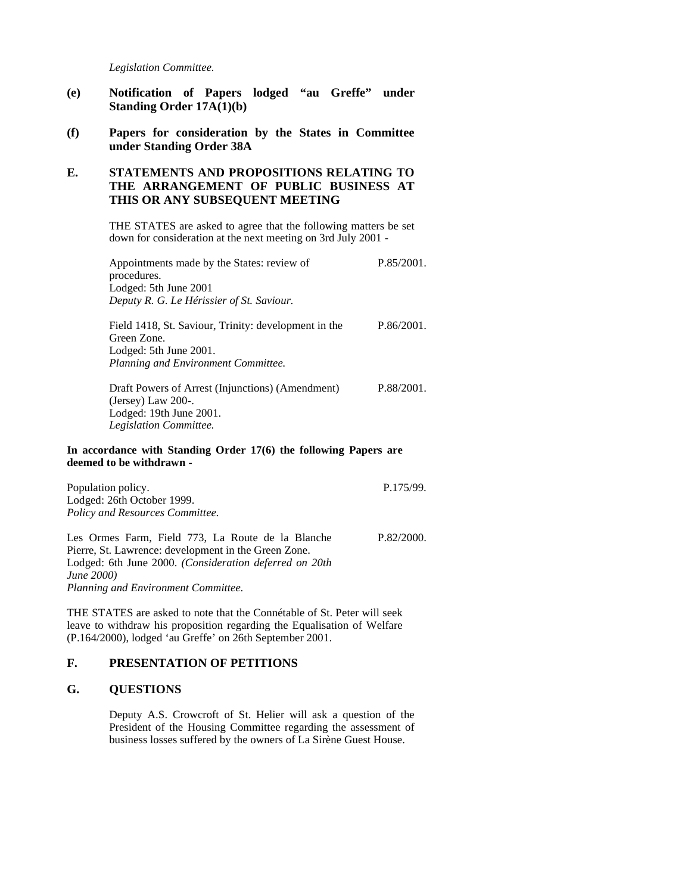*Legislation Committee.*

**(e) Notification of Papers lodged "au Greffe" under Standing Order 17A(1)(b)**

**(f) Papers for consideration by the States in Committee under Standing Order 38A**

## E. STATEMENTS AND PROPOSITIONS RELATING TO THE ARRANGEMENT OF PUBLIC BUSINESS AT THIS OR ANY SUBSEQUENT MEETING

THE STATES are asked to agree that the following matters be set down for consideration at the next meeting on 3rd July 2001 -

Appointments made by the States: review of procedures. P.85/2001.
Lodged: 5th June 2001
*Deputy R. G. Le Hérissier of St. Saviour.*

Field 1418, St. Saviour, Trinity: development in the Green Zone. P.86/2001.
Lodged: 5th June 2001.
*Planning and Environment Committee.*

Draft Powers of Arrest (Injunctions) (Amendment) (Jersey) Law 200-. P.88/2001.
Lodged: 19th June 2001.
*Legislation Committee.*

**In accordance with Standing Order 17(6) the following Papers are deemed to be withdrawn -**

Population policy. P.175/99.
Lodged: 26th October 1999.
*Policy and Resources Committee.*

Les Ormes Farm, Field 773, La Route de la Blanche Pierre, St. Lawrence: development in the Green Zone. P.82/2000.
Lodged: 6th June 2000. *(Consideration deferred on 20th June 2000)*
*Planning and Environment Committee.*

THE STATES are asked to note that the Connétable of St. Peter will seek leave to withdraw his proposition regarding the Equalisation of Welfare (P.164/2000), lodged 'au Greffe' on 26th September 2001.

## F. PRESENTATION OF PETITIONS

## G. QUESTIONS

Deputy A.S. Crowcroft of St. Helier will ask a question of the President of the Housing Committee regarding the assessment of business losses suffered by the owners of La Sirène Guest House.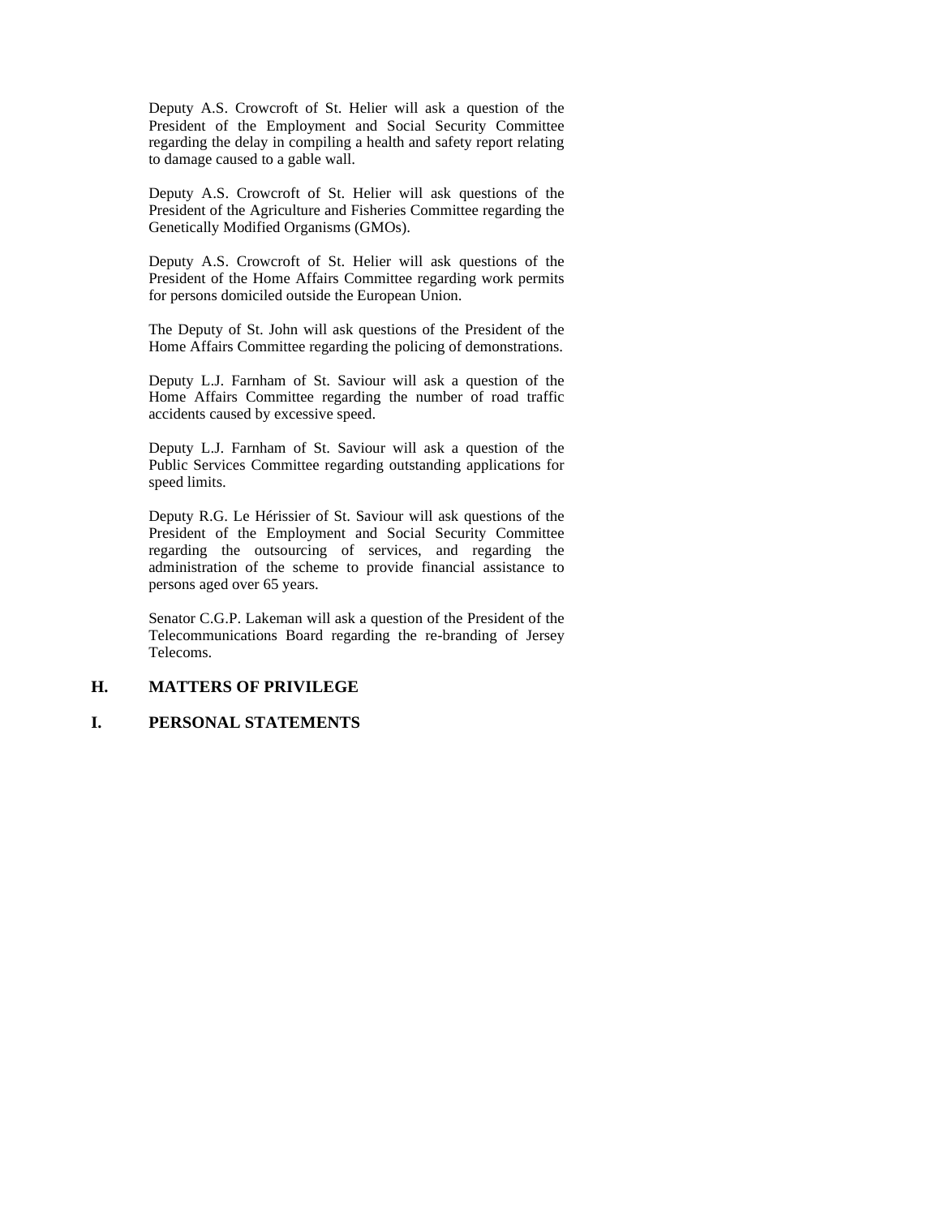Deputy A.S. Crowcroft of St. Helier will ask a question of the President of the Employment and Social Security Committee regarding the delay in compiling a health and safety report relating to damage caused to a gable wall.

Deputy A.S. Crowcroft of St. Helier will ask questions of the President of the Agriculture and Fisheries Committee regarding the Genetically Modified Organisms (GMOs).

Deputy A.S. Crowcroft of St. Helier will ask questions of the President of the Home Affairs Committee regarding work permits for persons domiciled outside the European Union.

The Deputy of St. John will ask questions of the President of the Home Affairs Committee regarding the policing of demonstrations.

Deputy L.J. Farnham of St. Saviour will ask a question of the Home Affairs Committee regarding the number of road traffic accidents caused by excessive speed.

Deputy L.J. Farnham of St. Saviour will ask a question of the Public Services Committee regarding outstanding applications for speed limits.

Deputy R.G. Le Hérissier of St. Saviour will ask questions of the President of the Employment and Social Security Committee regarding the outsourcing of services, and regarding the administration of the scheme to provide financial assistance to persons aged over 65 years.

Senator C.G.P. Lakeman will ask a question of the President of the Telecommunications Board regarding the re-branding of Jersey Telecoms.

## H. MATTERS OF PRIVILEGE

## I. PERSONAL STATEMENTS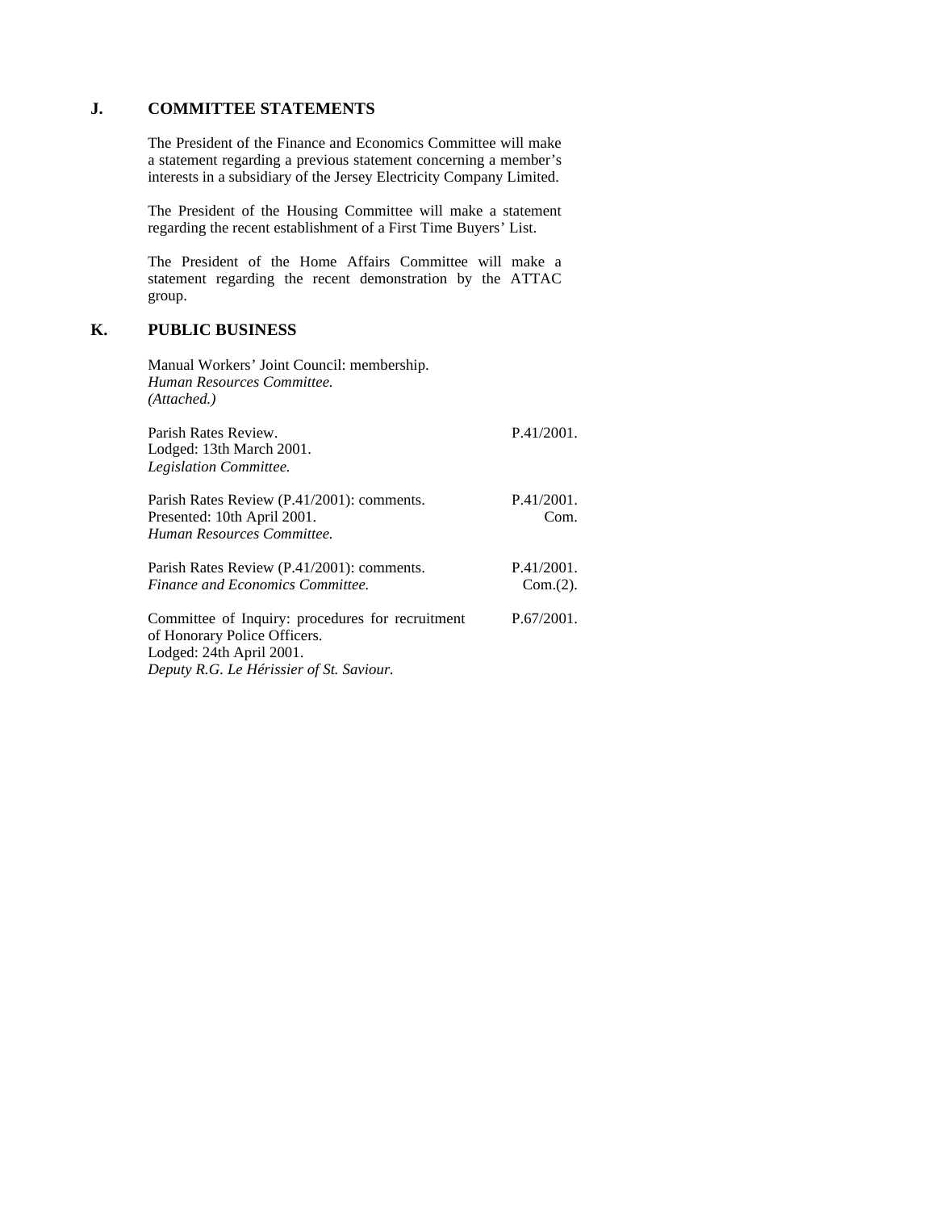## J. COMMITTEE STATEMENTS

The President of the Finance and Economics Committee will make a statement regarding a previous statement concerning a member's interests in a subsidiary of the Jersey Electricity Company Limited.

The President of the Housing Committee will make a statement regarding the recent establishment of a First Time Buyers' List.

The President of the Home Affairs Committee will make a statement regarding the recent demonstration by the ATTAC group.

## K. PUBLIC BUSINESS

Manual Workers' Joint Council: membership.
*Human Resources Committee.*
*(Attached.)*

Parish Rates Review. P.41/2001.
Lodged: 13th March 2001.
*Legislation Committee.*

Parish Rates Review (P.41/2001): comments. P.41/2001. Com.
Presented: 10th April 2001.
*Human Resources Committee.*

Parish Rates Review (P.41/2001): comments. P.41/2001. Com.(2).
*Finance and Economics Committee.*

Committee of Inquiry: procedures for recruitment of Honorary Police Officers. P.67/2001.
Lodged: 24th April 2001.
*Deputy R.G. Le Hérissier of St. Saviour.*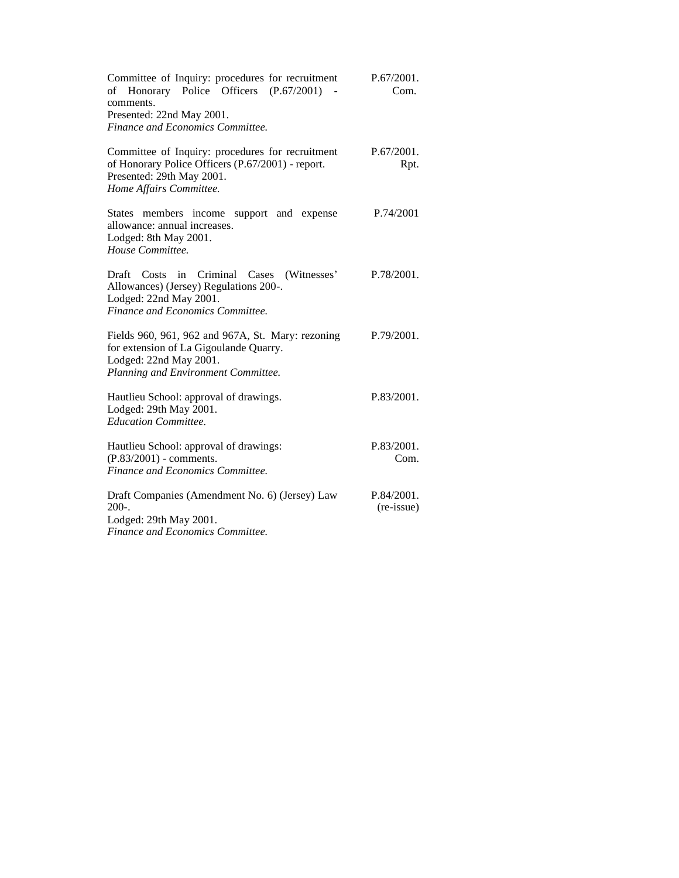| | |
|---|---|
| Committee of Inquiry: procedures for recruitment of Honorary Police Officers (P.67/2001) - comments.<br>Presented: 22nd May 2001.<br>*Finance and Economics Committee.* | P.67/2001.<br>Com. |
| Committee of Inquiry: procedures for recruitment of Honorary Police Officers (P.67/2001) - report.<br>Presented: 29th May 2001.<br>*Home Affairs Committee.* | P.67/2001.<br>Rpt. |
| States members income support and expense allowance: annual increases.<br>Lodged: 8th May 2001.<br>*House Committee.* | P.74/2001 |
| Draft Costs in Criminal Cases (Witnesses' Allowances) (Jersey) Regulations 200-.<br>Lodged: 22nd May 2001.<br>*Finance and Economics Committee.* | P.78/2001. |
| Fields 960, 961, 962 and 967A, St. Mary: rezoning for extension of La Gigoulande Quarry.<br>Lodged: 22nd May 2001.<br>*Planning and Environment Committee.* | P.79/2001. |
| Hautlieu School: approval of drawings.<br>Lodged: 29th May 2001.<br>*Education Committee.* | P.83/2001. |
| Hautlieu School: approval of drawings: (P.83/2001) - comments.<br>*Finance and Economics Committee.* | P.83/2001.<br>Com. |
| Draft Companies (Amendment No. 6) (Jersey) Law 200-.<br>Lodged: 29th May 2001.<br>*Finance and Economics Committee.* | P.84/2001.<br>(re-issue) |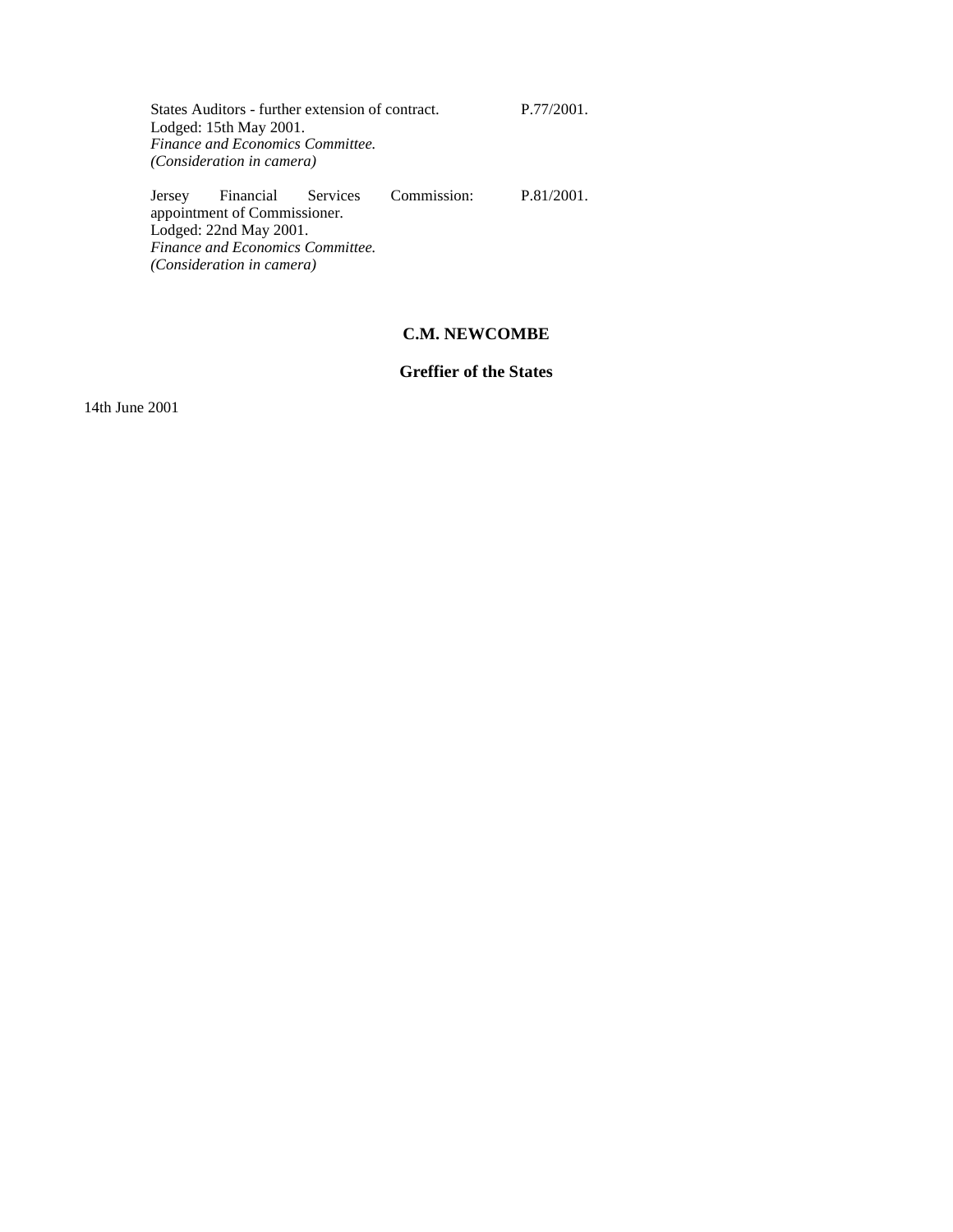States Auditors - further extension of contract. P.77/2001.
Lodged: 15th May 2001.
*Finance and Economics Committee.*
*(Consideration in camera)*

Jersey Financial Services Commission: appointment of Commissioner. P.81/2001.
Lodged: 22nd May 2001.
*Finance and Economics Committee.*
*(Consideration in camera)*

**C.M. NEWCOMBE**

**Greffier of the States**

14th June 2001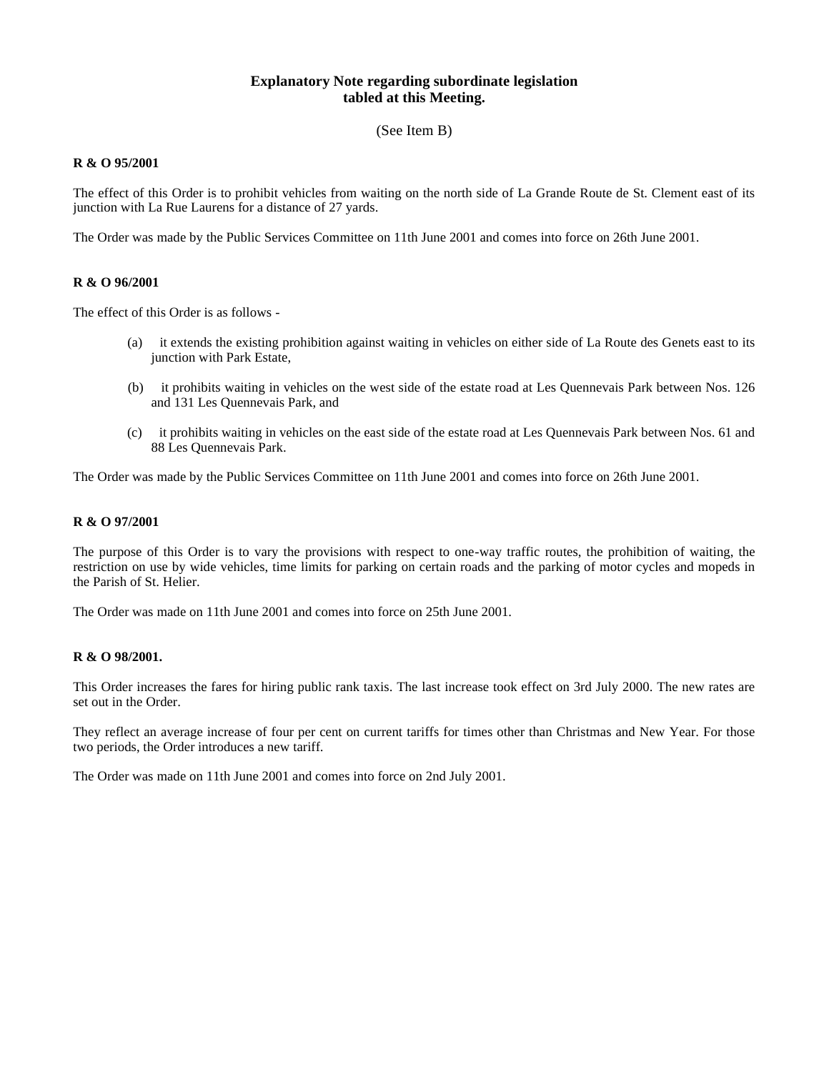**Explanatory Note regarding subordinate legislation tabled at this Meeting.**

(See Item B)

**R & O 95/2001**

The effect of this Order is to prohibit vehicles from waiting on the north side of La Grande Route de St. Clement east of its junction with La Rue Laurens for a distance of 27 yards.

The Order was made by the Public Services Committee on 11th June 2001 and comes into force on 26th June 2001.

**R & O 96/2001**

The effect of this Order is as follows -

(a) it extends the existing prohibition against waiting in vehicles on either side of La Route des Genets east to its junction with Park Estate,

(b) it prohibits waiting in vehicles on the west side of the estate road at Les Quennevais Park between Nos. 126 and 131 Les Quennevais Park, and

(c) it prohibits waiting in vehicles on the east side of the estate road at Les Quennevais Park between Nos. 61 and 88 Les Quennevais Park.

The Order was made by the Public Services Committee on 11th June 2001 and comes into force on 26th June 2001.

**R & O 97/2001**

The purpose of this Order is to vary the provisions with respect to one-way traffic routes, the prohibition of waiting, the restriction on use by wide vehicles, time limits for parking on certain roads and the parking of motor cycles and mopeds in the Parish of St. Helier.

The Order was made on 11th June 2001 and comes into force on 25th June 2001.

**R & O 98/2001.**

This Order increases the fares for hiring public rank taxis. The last increase took effect on 3rd July 2000. The new rates are set out in the Order.

They reflect an average increase of four per cent on current tariffs for times other than Christmas and New Year. For those two periods, the Order introduces a new tariff.

The Order was made on 11th June 2001 and comes into force on 2nd July 2001.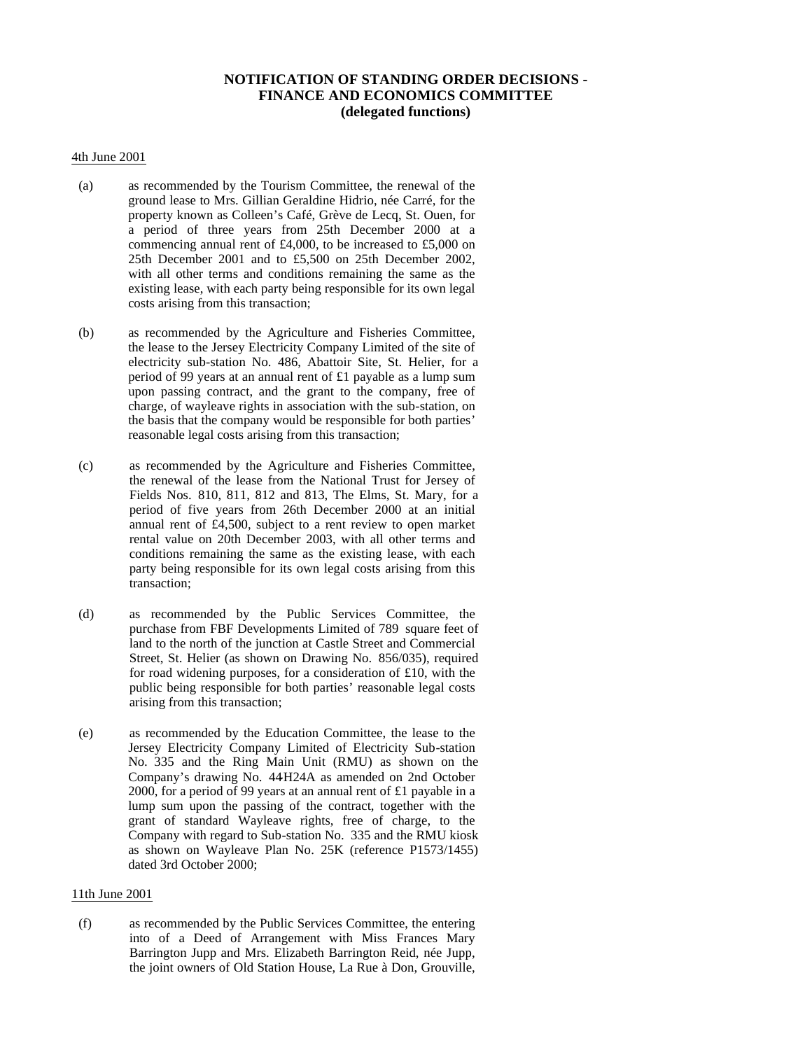**NOTIFICATION OF STANDING ORDER DECISIONS - FINANCE AND ECONOMICS COMMITTEE (delegated functions)**

4th June 2001

(a) as recommended by the Tourism Committee, the renewal of the ground lease to Mrs. Gillian Geraldine Hidrio, née Carré, for the property known as Colleen's Café, Grève de Lecq, St. Ouen, for a period of three years from 25th December 2000 at a commencing annual rent of £4,000, to be increased to £5,000 on 25th December 2001 and to £5,500 on 25th December 2002, with all other terms and conditions remaining the same as the existing lease, with each party being responsible for its own legal costs arising from this transaction;

(b) as recommended by the Agriculture and Fisheries Committee, the lease to the Jersey Electricity Company Limited of the site of electricity sub-station No. 486, Abattoir Site, St. Helier, for a period of 99 years at an annual rent of £1 payable as a lump sum upon passing contract, and the grant to the company, free of charge, of wayleave rights in association with the sub-station, on the basis that the company would be responsible for both parties' reasonable legal costs arising from this transaction;

(c) as recommended by the Agriculture and Fisheries Committee, the renewal of the lease from the National Trust for Jersey of Fields Nos. 810, 811, 812 and 813, The Elms, St. Mary, for a period of five years from 26th December 2000 at an initial annual rent of £4,500, subject to a rent review to open market rental value on 20th December 2003, with all other terms and conditions remaining the same as the existing lease, with each party being responsible for its own legal costs arising from this transaction;

(d) as recommended by the Public Services Committee, the purchase from FBF Developments Limited of 789 square feet of land to the north of the junction at Castle Street and Commercial Street, St. Helier (as shown on Drawing No. 856/035), required for road widening purposes, for a consideration of £10, with the public being responsible for both parties' reasonable legal costs arising from this transaction;

(e) as recommended by the Education Committee, the lease to the Jersey Electricity Company Limited of Electricity Sub-station No. 335 and the Ring Main Unit (RMU) as shown on the Company's drawing No. 44-H24A as amended on 2nd October 2000, for a period of 99 years at an annual rent of £1 payable in a lump sum upon the passing of the contract, together with the grant of standard Wayleave rights, free of charge, to the Company with regard to Sub-station No. 335 and the RMU kiosk as shown on Wayleave Plan No. 25K (reference P1573/1455) dated 3rd October 2000;

11th June 2001

(f) as recommended by the Public Services Committee, the entering into of a Deed of Arrangement with Miss Frances Mary Barrington Jupp and Mrs. Elizabeth Barrington Reid, née Jupp, the joint owners of Old Station House, La Rue à Don, Grouville,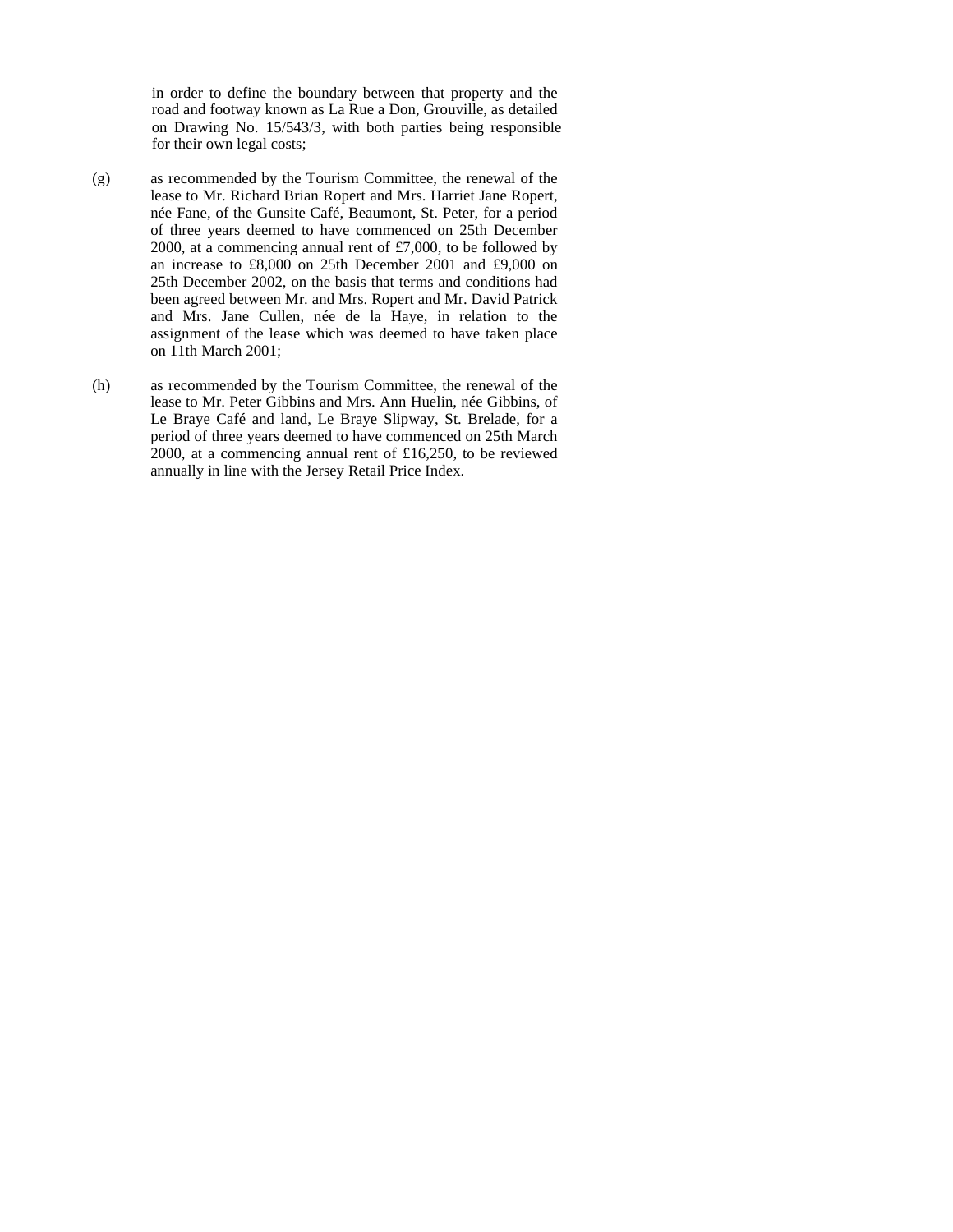in order to define the boundary between that property and the road and footway known as La Rue a Don, Grouville, as detailed on Drawing No. 15/543/3, with both parties being responsible for their own legal costs;

(g) as recommended by the Tourism Committee, the renewal of the lease to Mr. Richard Brian Ropert and Mrs. Harriet Jane Ropert, née Fane, of the Gunsite Café, Beaumont, St. Peter, for a period of three years deemed to have commenced on 25th December 2000, at a commencing annual rent of £7,000, to be followed by an increase to £8,000 on 25th December 2001 and £9,000 on 25th December 2002, on the basis that terms and conditions had been agreed between Mr. and Mrs. Ropert and Mr. David Patrick and Mrs. Jane Cullen, née de la Haye, in relation to the assignment of the lease which was deemed to have taken place on 11th March 2001;

(h) as recommended by the Tourism Committee, the renewal of the lease to Mr. Peter Gibbins and Mrs. Ann Huelin, née Gibbins, of Le Braye Café and land, Le Braye Slipway, St. Brelade, for a period of three years deemed to have commenced on 25th March 2000, at a commencing annual rent of £16,250, to be reviewed annually in line with the Jersey Retail Price Index.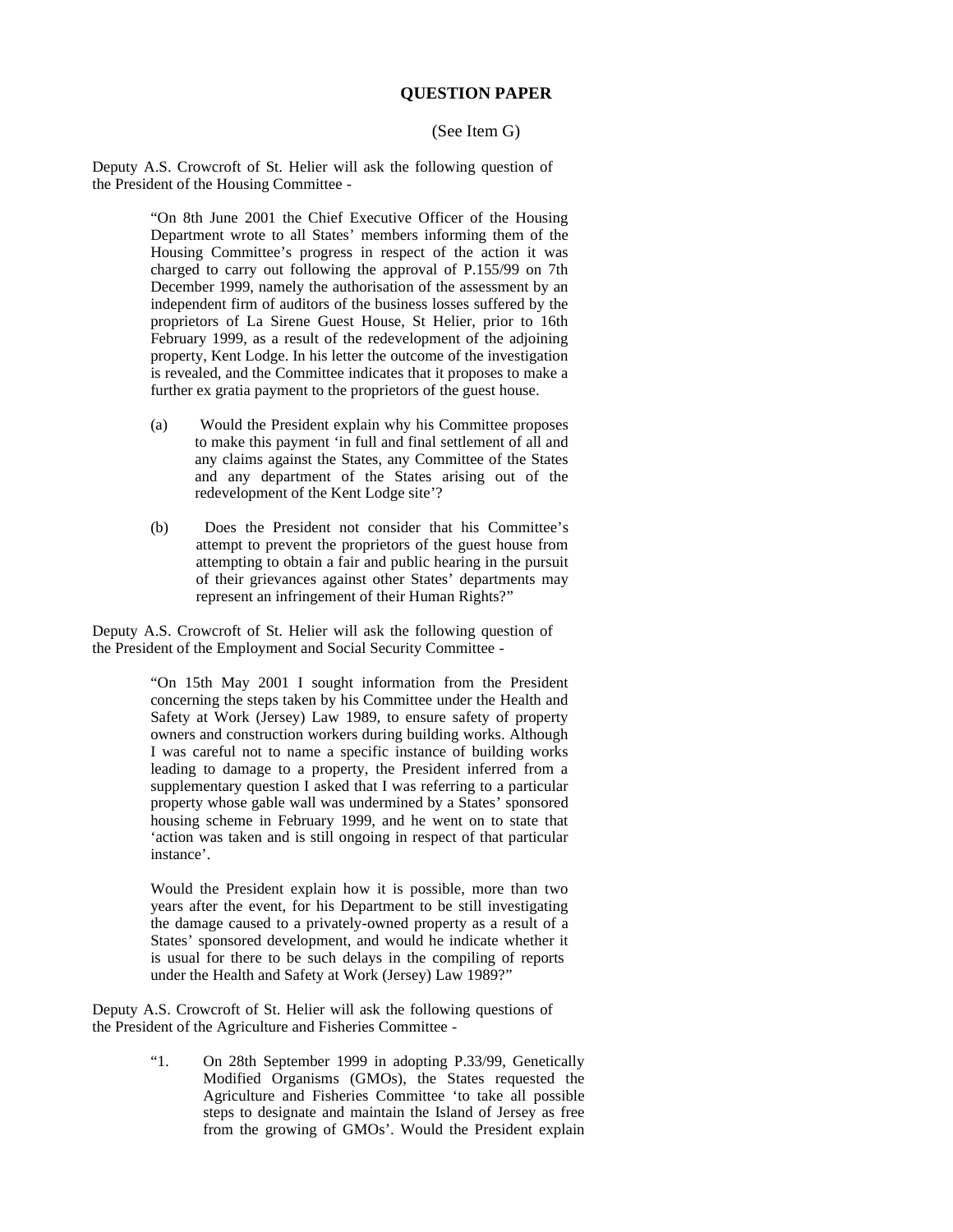## QUESTION PAPER

(See Item G)

Deputy A.S. Crowcroft of St. Helier will ask the following question of the President of the Housing Committee -

> "On 8th June 2001 the Chief Executive Officer of the Housing Department wrote to all States' members informing them of the Housing Committee's progress in respect of the action it was charged to carry out following the approval of P.155/99 on 7th December 1999, namely the authorisation of the assessment by an independent firm of auditors of the business losses suffered by the proprietors of La Sirene Guest House, St Helier, prior to 16th February 1999, as a result of the redevelopment of the adjoining property, Kent Lodge. In his letter the outcome of the investigation is revealed, and the Committee indicates that it proposes to make a further ex gratia payment to the proprietors of the guest house.
>
> (a) Would the President explain why his Committee proposes to make this payment 'in full and final settlement of all and any claims against the States, any Committee of the States and any department of the States arising out of the redevelopment of the Kent Lodge site'?
>
> (b) Does the President not consider that his Committee's attempt to prevent the proprietors of the guest house from attempting to obtain a fair and public hearing in the pursuit of their grievances against other States' departments may represent an infringement of their Human Rights?"

Deputy A.S. Crowcroft of St. Helier will ask the following question of the President of the Employment and Social Security Committee -

> "On 15th May 2001 I sought information from the President concerning the steps taken by his Committee under the Health and Safety at Work (Jersey) Law 1989, to ensure safety of property owners and construction workers during building works. Although I was careful not to name a specific instance of building works leading to damage to a property, the President inferred from a supplementary question I asked that I was referring to a particular property whose gable wall was undermined by a States' sponsored housing scheme in February 1999, and he went on to state that 'action was taken and is still ongoing in respect of that particular instance'.
>
> Would the President explain how it is possible, more than two years after the event, for his Department to be still investigating the damage caused to a privately-owned property as a result of a States' sponsored development, and would he indicate whether it is usual for there to be such delays in the compiling of reports under the Health and Safety at Work (Jersey) Law 1989?"

Deputy A.S. Crowcroft of St. Helier will ask the following questions of the President of the Agriculture and Fisheries Committee -

> "1. On 28th September 1999 in adopting P.33/99, Genetically Modified Organisms (GMOs), the States requested the Agriculture and Fisheries Committee 'to take all possible steps to designate and maintain the Island of Jersey as free from the growing of GMOs'. Would the President explain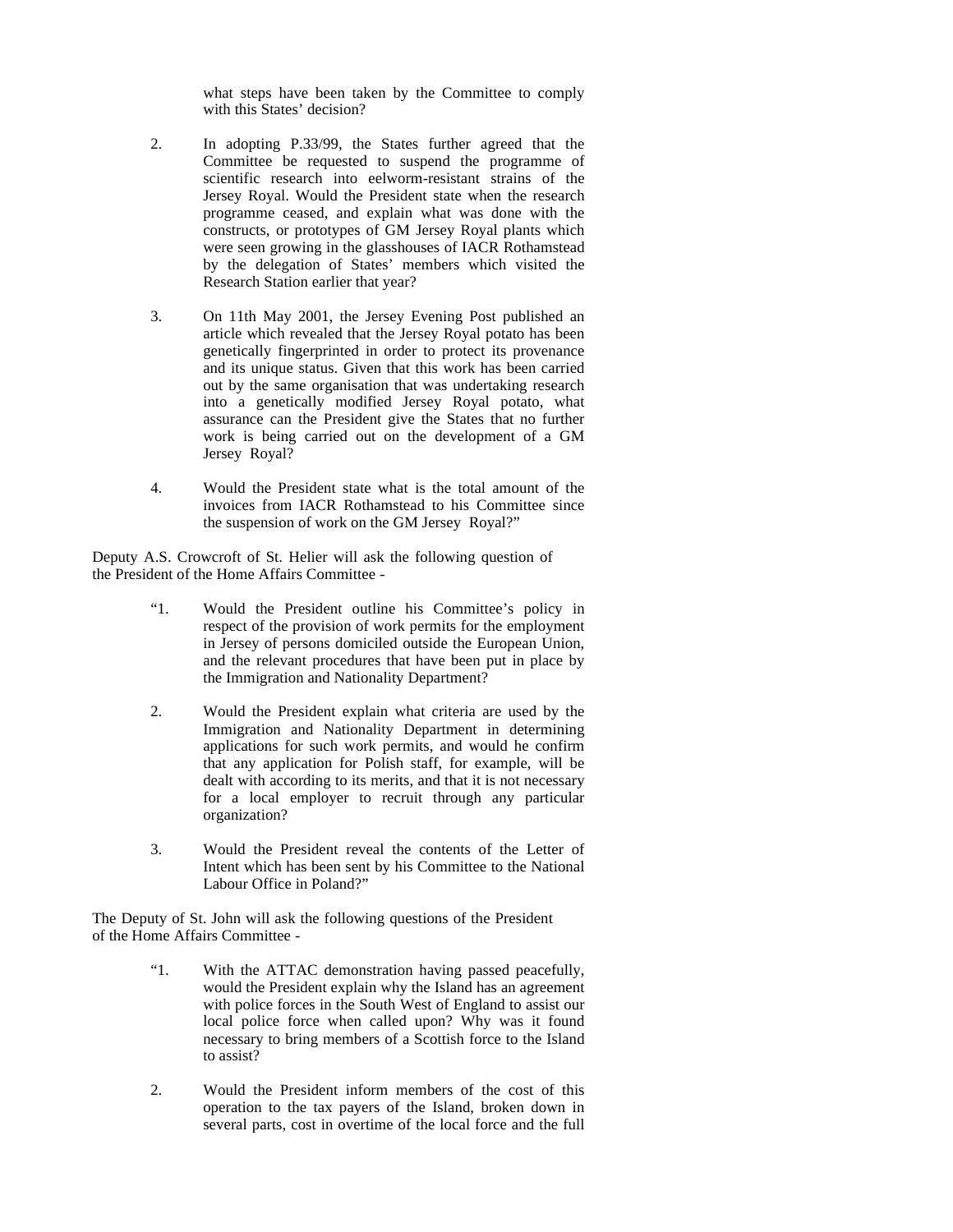what steps have been taken by the Committee to comply with this States' decision?

2. In adopting P.33/99, the States further agreed that the Committee be requested to suspend the programme of scientific research into eelworm-resistant strains of the Jersey Royal. Would the President state when the research programme ceased, and explain what was done with the constructs, or prototypes of GM Jersey Royal plants which were seen growing in the glasshouses of IACR Rothamstead by the delegation of States' members which visited the Research Station earlier that year?

3. On 11th May 2001, the Jersey Evening Post published an article which revealed that the Jersey Royal potato has been genetically fingerprinted in order to protect its provenance and its unique status. Given that this work has been carried out by the same organisation that was undertaking research into a genetically modified Jersey Royal potato, what assurance can the President give the States that no further work is being carried out on the development of a GM Jersey Royal?

4. Would the President state what is the total amount of the invoices from IACR Rothamstead to his Committee since the suspension of work on the GM Jersey Royal?"

Deputy A.S. Crowcroft of St. Helier will ask the following question of the President of the Home Affairs Committee -

"1. Would the President outline his Committee's policy in respect of the provision of work permits for the employment in Jersey of persons domiciled outside the European Union, and the relevant procedures that have been put in place by the Immigration and Nationality Department?

2. Would the President explain what criteria are used by the Immigration and Nationality Department in determining applications for such work permits, and would he confirm that any application for Polish staff, for example, will be dealt with according to its merits, and that it is not necessary for a local employer to recruit through any particular organization?

3. Would the President reveal the contents of the Letter of Intent which has been sent by his Committee to the National Labour Office in Poland?"

The Deputy of St. John will ask the following questions of the President of the Home Affairs Committee -

"1. With the ATTAC demonstration having passed peacefully, would the President explain why the Island has an agreement with police forces in the South West of England to assist our local police force when called upon? Why was it found necessary to bring members of a Scottish force to the Island to assist?

2. Would the President inform members of the cost of this operation to the tax payers of the Island, broken down in several parts, cost in overtime of the local force and the full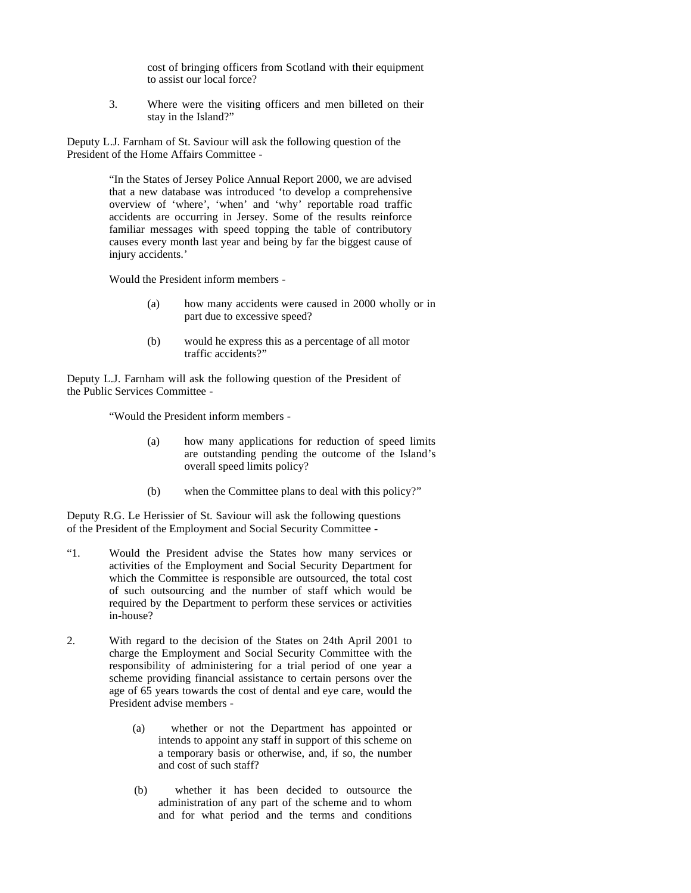cost of bringing officers from Scotland with their equipment to assist our local force?

3. Where were the visiting officers and men billeted on their stay in the Island?"

Deputy L.J. Farnham of St. Saviour will ask the following question of the President of the Home Affairs Committee -

"In the States of Jersey Police Annual Report 2000, we are advised that a new database was introduced 'to develop a comprehensive overview of 'where', 'when' and 'why' reportable road traffic accidents are occurring in Jersey. Some of the results reinforce familiar messages with speed topping the table of contributory causes every month last year and being by far the biggest cause of injury accidents.'

Would the President inform members -

(a) how many accidents were caused in 2000 wholly or in part due to excessive speed?

(b) would he express this as a percentage of all motor traffic accidents?"

Deputy L.J. Farnham will ask the following question of the President of the Public Services Committee -

"Would the President inform members -

(a) how many applications for reduction of speed limits are outstanding pending the outcome of the Island's overall speed limits policy?

(b) when the Committee plans to deal with this policy?"

Deputy R.G. Le Herissier of St. Saviour will ask the following questions of the President of the Employment and Social Security Committee -

"1. Would the President advise the States how many services or activities of the Employment and Social Security Department for which the Committee is responsible are outsourced, the total cost of such outsourcing and the number of staff which would be required by the Department to perform these services or activities in-house?

2. With regard to the decision of the States on 24th April 2001 to charge the Employment and Social Security Committee with the responsibility of administering for a trial period of one year a scheme providing financial assistance to certain persons over the age of 65 years towards the cost of dental and eye care, would the President advise members -

(a) whether or not the Department has appointed or intends to appoint any staff in support of this scheme on a temporary basis or otherwise, and, if so, the number and cost of such staff?

(b) whether it has been decided to outsource the administration of any part of the scheme and to whom and for what period and the terms and conditions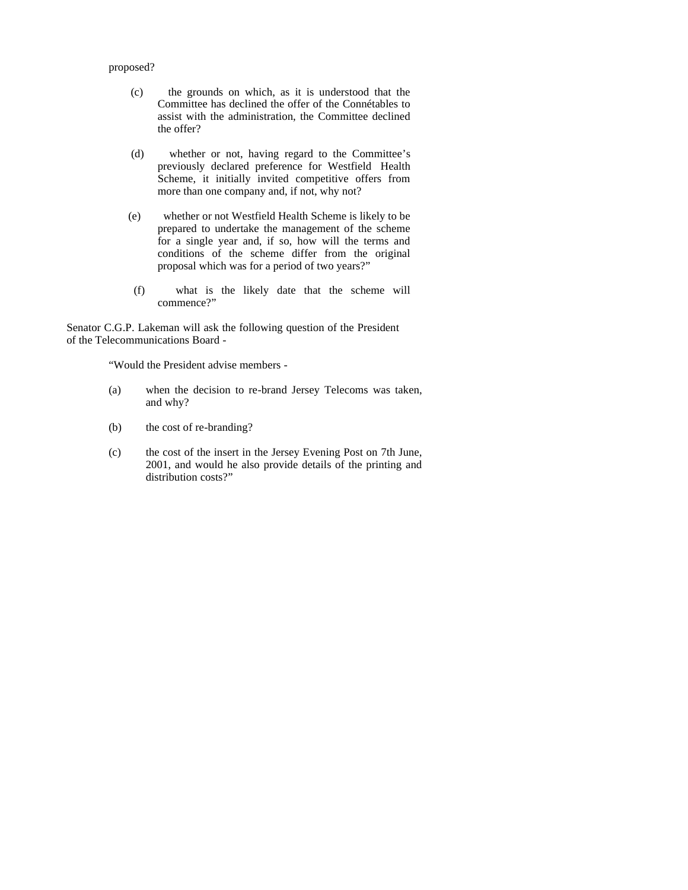proposed?

(c) the grounds on which, as it is understood that the Committee has declined the offer of the Connétables to assist with the administration, the Committee declined the offer?

(d) whether or not, having regard to the Committee's previously declared preference for Westfield Health Scheme, it initially invited competitive offers from more than one company and, if not, why not?

(e) whether or not Westfield Health Scheme is likely to be prepared to undertake the management of the scheme for a single year and, if so, how will the terms and conditions of the scheme differ from the original proposal which was for a period of two years?"

(f) what is the likely date that the scheme will commence?"

Senator C.G.P. Lakeman will ask the following question of the President of the Telecommunications Board -

"Would the President advise members -

(a) when the decision to re-brand Jersey Telecoms was taken, and why?

(b) the cost of re-branding?

(c) the cost of the insert in the Jersey Evening Post on 7th June, 2001, and would he also provide details of the printing and distribution costs?"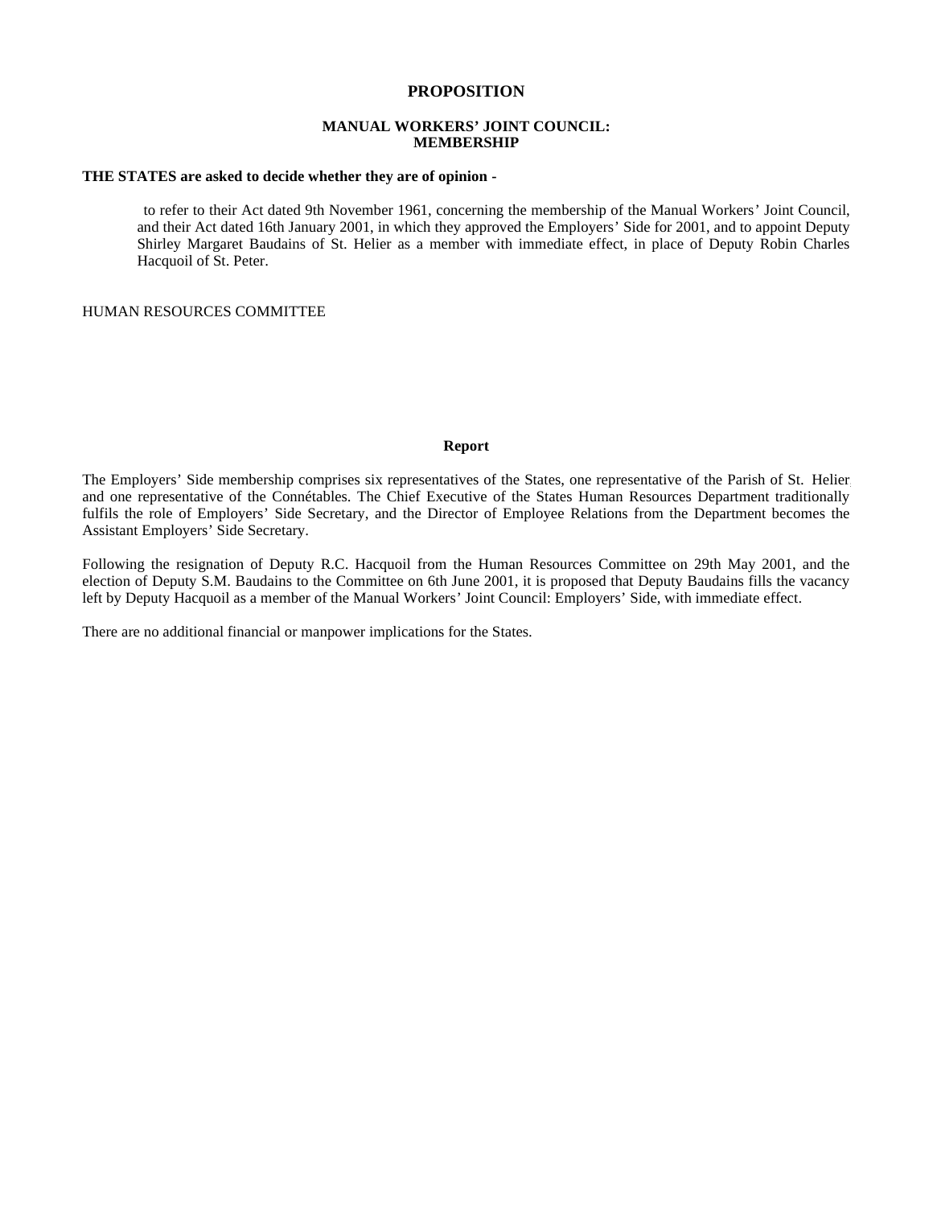# PROPOSITION

### MANUAL WORKERS' JOINT COUNCIL: MEMBERSHIP

**THE STATES are asked to decide whether they are of opinion -**

> to refer to their Act dated 9th November 1961, concerning the membership of the Manual Workers' Joint Council, and their Act dated 16th January 2001, in which they approved the Employers' Side for 2001, and to appoint Deputy Shirley Margaret Baudains of St. Helier as a member with immediate effect, in place of Deputy Robin Charles Hacquoil of St. Peter.

HUMAN RESOURCES COMMITTEE

## Report

The Employers' Side membership comprises six representatives of the States, one representative of the Parish of St. Helier and one representative of the Connétables. The Chief Executive of the States Human Resources Department traditionally fulfils the role of Employers' Side Secretary, and the Director of Employee Relations from the Department becomes the Assistant Employers' Side Secretary.

Following the resignation of Deputy R.C. Hacquoil from the Human Resources Committee on 29th May 2001, and the election of Deputy S.M. Baudains to the Committee on 6th June 2001, it is proposed that Deputy Baudains fills the vacancy left by Deputy Hacquoil as a member of the Manual Workers' Joint Council: Employers' Side, with immediate effect.

There are no additional financial or manpower implications for the States.